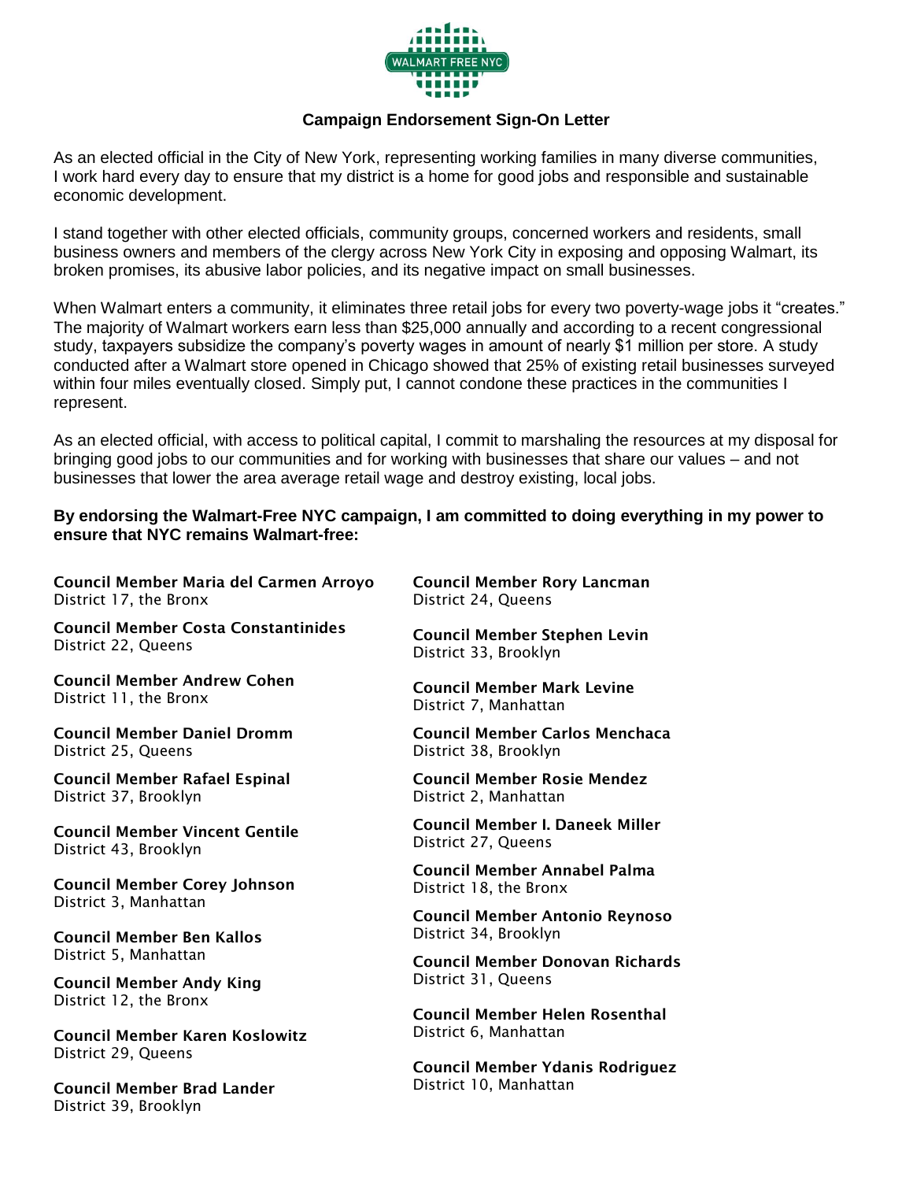WALMART FREE NYC

## Campaign Endorsement Sign-On Letter

As an elected official in the City of New York, representing working families in many diverse communities, I work hard every day to ensure that my district is a home for good jobs and responsible and sustainable economic development.

I stand together with other elected officials, community groups, concerned workers and residents, small business owners and members of the clergy across New York City in exposing and opposing Walmart, its broken promises, its abusive labor policies, and its negative impact on small businesses.

When Walmart enters a community, it eliminates three retail jobs for every two poverty-wage jobs it "creates." The majority of Walmart workers earn less than $25,000 annually and according to a recent congressional study, taxpayers subsidize the company's poverty wages in amount of nearly $1 million per store. A study conducted after a Walmart store opened in Chicago showed that 25% of existing retail businesses surveyed within four miles eventually closed. Simply put, I cannot condone these practices in the communities I represent.

As an elected official, with access to political capital, I commit to marshaling the resources at my disposal for bringing good jobs to our communities and for working with businesses that share our values – and not businesses that lower the area average retail wage and destroy existing, local jobs.

**By endorsing the Walmart-Free NYC campaign, I am committed to doing everything in my power to ensure that NYC remains Walmart-free:**

**Council Member Maria del Carmen Arroyo**
District 17, the Bronx

**Council Member Costa Constantinides**
District 22, Queens

**Council Member Andrew Cohen**
District 11, the Bronx

**Council Member Daniel Dromm**
District 25, Queens

**Council Member Rafael Espinal**
District 37, Brooklyn

**Council Member Vincent Gentile**
District 43, Brooklyn

**Council Member Corey Johnson**
District 3, Manhattan

**Council Member Ben Kallos**
District 5, Manhattan

**Council Member Andy King**
District 12, the Bronx

**Council Member Karen Koslowitz**
District 29, Queens

**Council Member Brad Lander**
District 39, Brooklyn

**Council Member Rory Lancman**
District 24, Queens

**Council Member Stephen Levin**
District 33, Brooklyn

**Council Member Mark Levine**
District 7, Manhattan

**Council Member Carlos Menchaca**
District 38, Brooklyn

**Council Member Rosie Mendez**
District 2, Manhattan

**Council Member I. Daneek Miller**
District 27, Queens

**Council Member Annabel Palma**
District 18, the Bronx

**Council Member Antonio Reynoso**
District 34, Brooklyn

**Council Member Donovan Richards**
District 31, Queens

**Council Member Helen Rosenthal**
District 6, Manhattan

**Council Member Ydanis Rodriguez**
District 10, Manhattan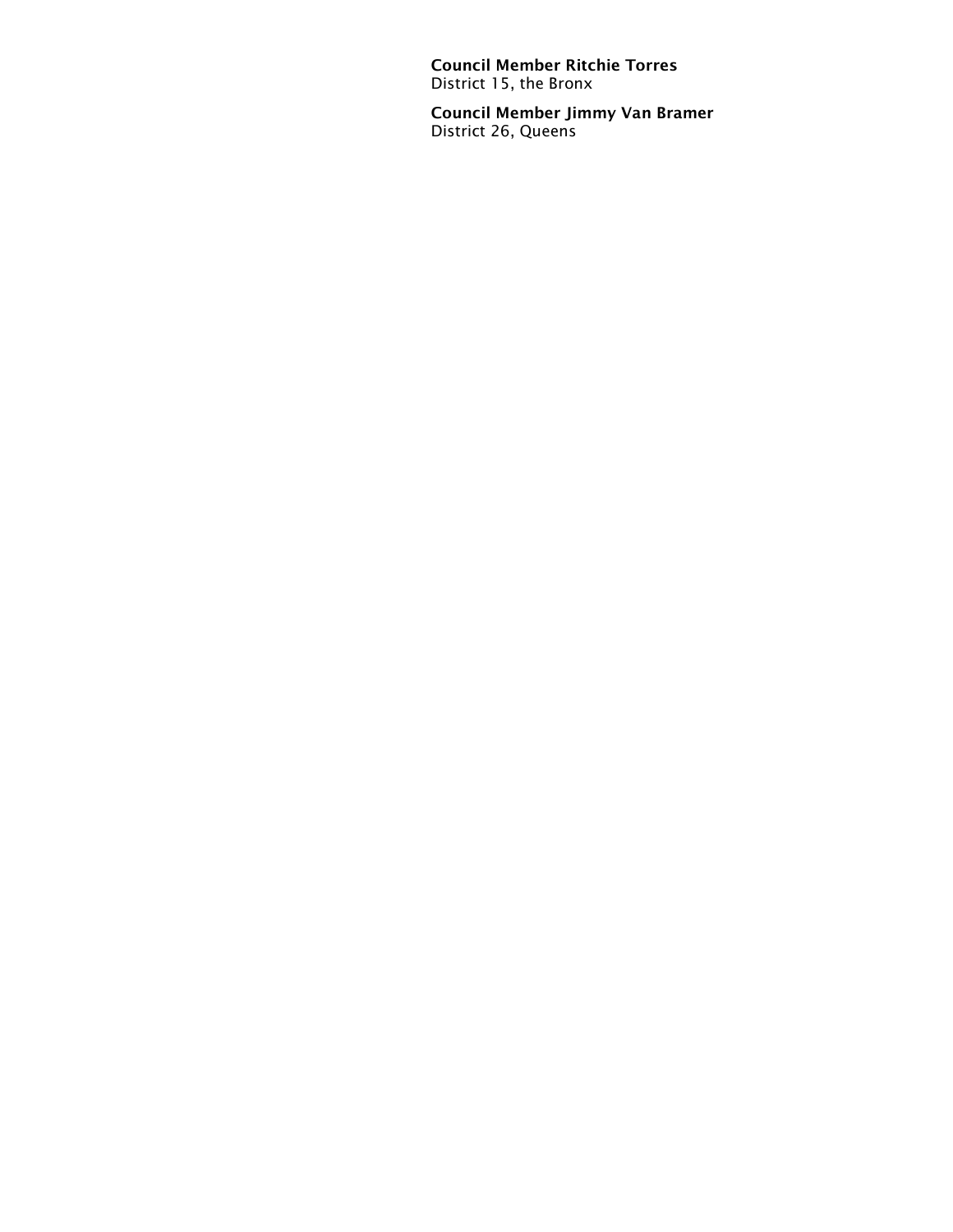**Council Member Ritchie Torres**
District 15, the Bronx

**Council Member Jimmy Van Bramer**
District 26, Queens